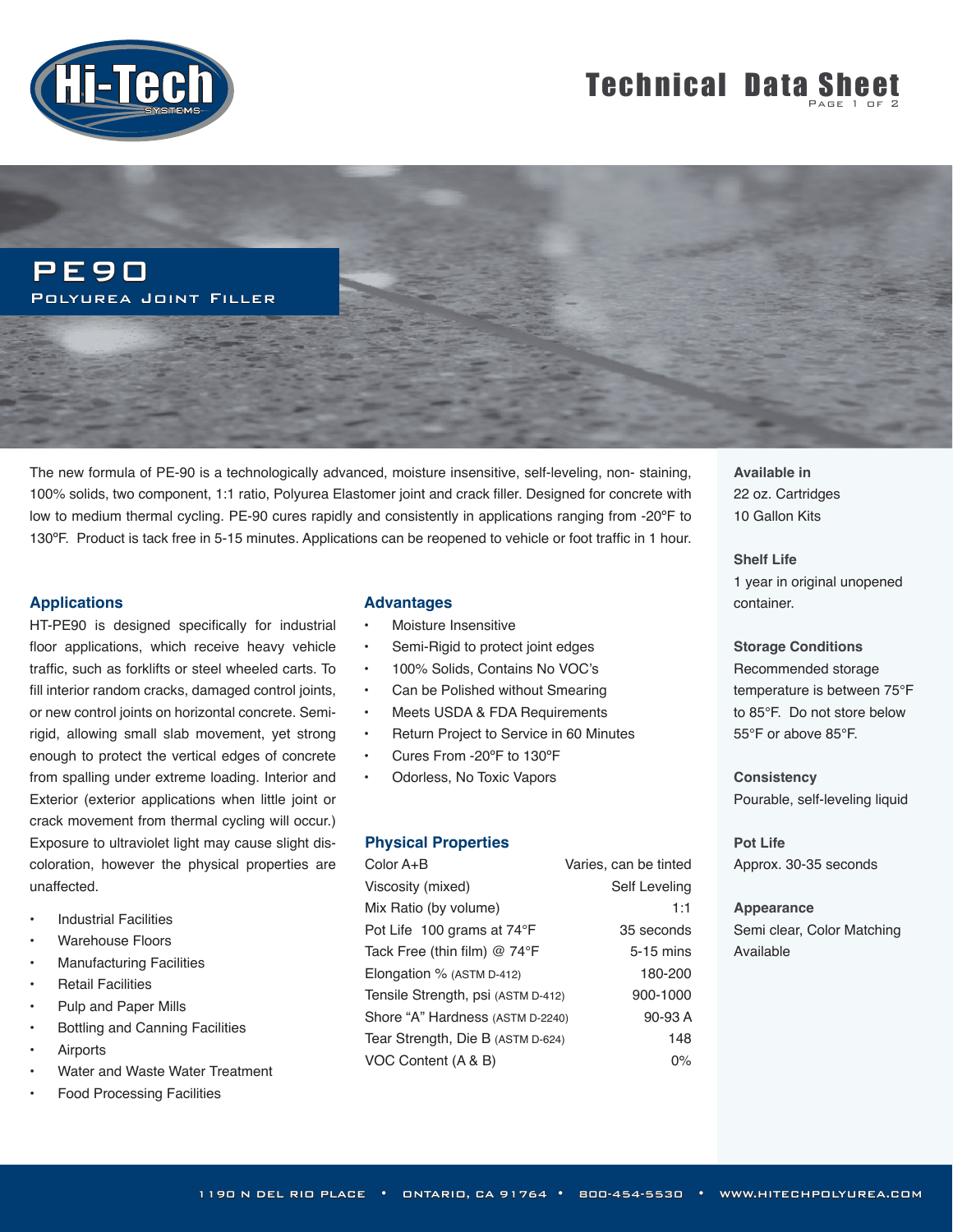# Technical Data Sheet

## PE90

### Polyurea Joint Filler

The new formula of PE-90 is a technologically advanced, moisture insensitive, self-leveling, non- staining, 100% solids, two component, 1:1 ratio, Polyurea Elastomer joint and crack filler. Designed for concrete with low to medium thermal cycling. PE-90 cures rapidly and consistently in applications ranging from -20ºF to 130ºF. Product is tack free in 5-15 minutes. Applications can be reopened to vehicle or foot traffic in 1 hour.

### Applications

HT-PE90 is designed specifically for industrial floor applications, which receive heavy vehicle traffic, such as forklifts or steel wheeled carts. To fill interior random cracks, damaged control joints, or new control joints on horizontal concrete. Semi-rigid, allowing small slab movement, yet strong enough to protect the vertical edges of concrete from spalling under extreme loading. Interior and Exterior (exterior applications when little joint or crack movement from thermal cycling will occur.) Exposure to ultraviolet light may cause slight discoloration, however the physical properties are unaffected.

- Industrial Facilities
- Warehouse Floors
- Manufacturing Facilities
- Retail Facilities
- Pulp and Paper Mills
- Bottling and Canning Facilities
- Airports
- Water and Waste Water Treatment
- Food Processing Facilities

### Advantages

- Moisture Insensitive
- Semi-Rigid to protect joint edges
- 100% Solids, Contains No VOC's
- Can be Polished without Smearing
- Meets USDA & FDA Requirements
- Return Project to Service in 60 Minutes
- Cures From -20ºF to 130ºF
- Odorless, No Toxic Vapors

### Physical Properties

| Property | Value |
|---|---|
| Color A+B | Varies, can be tinted |
| Viscosity (mixed) | Self Leveling |
| Mix Ratio (by volume) | 1:1 |
| Pot Life 100 grams at 74°F | 35 seconds |
| Tack Free (thin film) @ 74°F | 5-15 mins |
| Elongation % (ASTM D-412) | 180-200 |
| Tensile Strength, psi (ASTM D-412) | 900-1000 |
| Shore "A" Hardness (ASTM D-2240) | 90-93 A |
| Tear Strength, Die B (ASTM D-624) | 148 |
| VOC Content (A & B) | 0% |

**Available in**
22 oz. Cartridges
10 Gallon Kits

**Shelf Life**
1 year in original unopened container.

**Storage Conditions**
Recommended storage temperature is between 75°F to 85°F. Do not store below 55°F or above 85°F.

**Consistency**
Pourable, self-leveling liquid

**Pot Life**
Approx. 30-35 seconds

**Appearance**
Semi clear, Color Matching Available

1190 N Del Rio Place • Ontario, CA 91764 • 800-454-5530 • www.hitechpolyurea.com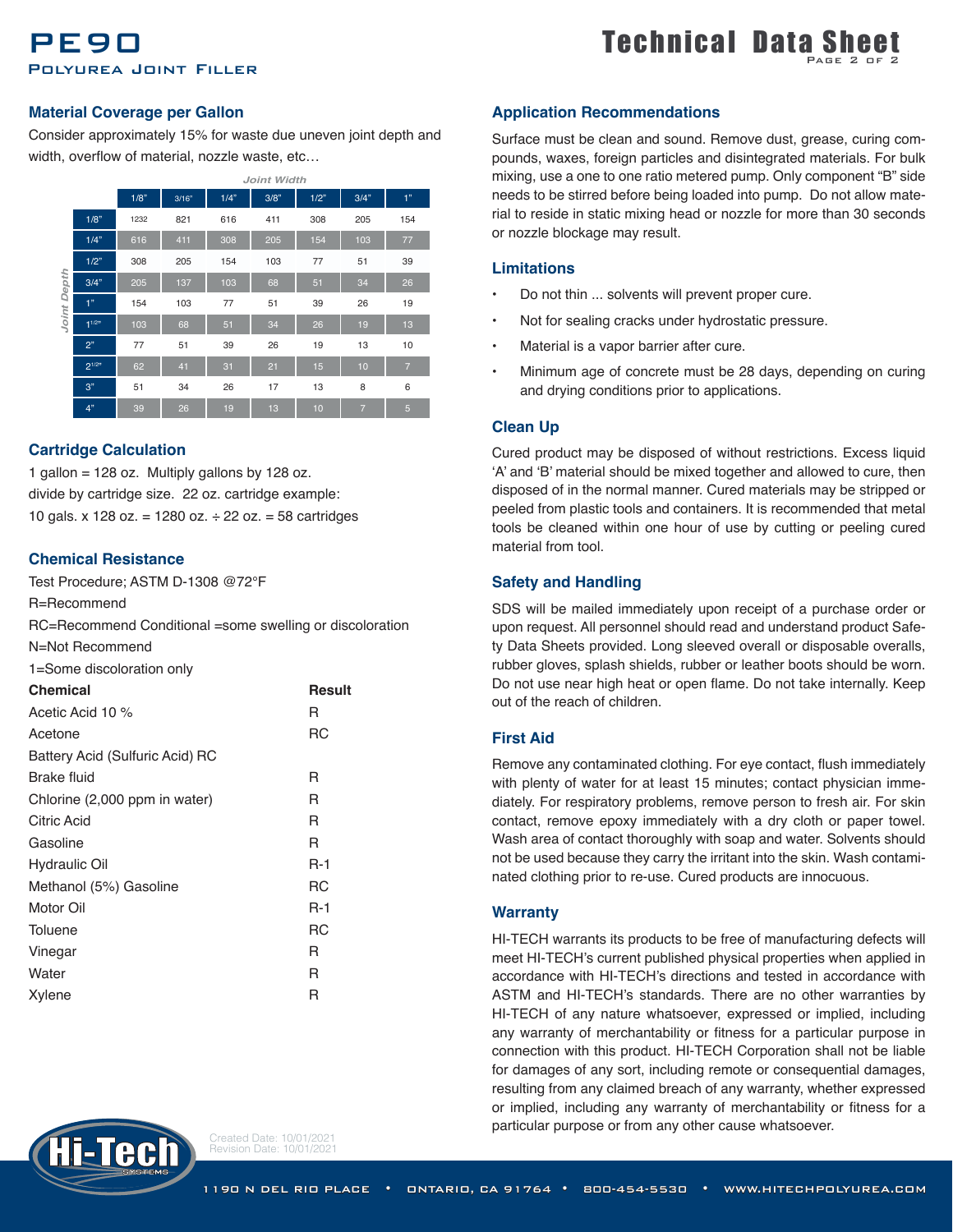## Material Coverage per Gallon

Consider approximately 15% for waste due uneven joint depth and width, overflow of material, nozzle waste, etc…

| Joint Depth \ Joint Width | 1/8" | 3/16" | 1/4" | 3/8" | 1/2" | 3/4" | 1" |
|---|---|---|---|---|---|---|---|
| 1/8" | 1232 | 821 | 616 | 411 | 308 | 205 | 154 |
| 1/4" | 616 | 411 | 308 | 205 | 154 | 103 | 77 |
| 1/2" | 308 | 205 | 154 | 103 | 77 | 51 | 39 |
| 3/4" | 205 | 137 | 103 | 68 | 51 | 34 | 26 |
| 1" | 154 | 103 | 77 | 51 | 39 | 26 | 19 |
| 1 1/2" | 103 | 68 | 51 | 34 | 26 | 19 | 13 |
| 2" | 77 | 51 | 39 | 26 | 19 | 13 | 10 |
| 2 1/2" | 62 | 41 | 31 | 21 | 15 | 10 | 7 |
| 3" | 51 | 34 | 26 | 17 | 13 | 8 | 6 |
| 4" | 39 | 26 | 19 | 13 | 10 | 7 | 5 |

## Cartridge Calculation

1 gallon = 128 oz. Multiply gallons by 128 oz.
divide by cartridge size. 22 oz. cartridge example:
10 gals. x 128 oz. = 1280 oz. ÷ 22 oz. = 58 cartridges

## Chemical Resistance

Test Procedure; ASTM D-1308 @72°F
R=Recommend
RC=Recommend Conditional =some swelling or discoloration
N=Not Recommend
1=Some discoloration only

| Chemical | Result |
|---|---|
| Acetic Acid 10 % | R |
| Acetone | RC |
| Battery Acid (Sulfuric Acid) | RC |
| Brake fluid | R |
| Chlorine (2,000 ppm in water) | R |
| Citric Acid | R |
| Gasoline | R |
| Hydraulic Oil | R-1 |
| Methanol (5%) Gasoline | RC |
| Motor Oil | R-1 |
| Toluene | RC |
| Vinegar | R |
| Water | R |
| Xylene | R |

## Application Recommendations

Surface must be clean and sound. Remove dust, grease, curing compounds, waxes, foreign particles and disintegrated materials. For bulk mixing, use a one to one ratio metered pump. Only component "B" side needs to be stirred before being loaded into pump. Do not allow material to reside in static mixing head or nozzle for more than 30 seconds or nozzle blockage may result.

## Limitations

- Do not thin ... solvents will prevent proper cure.
- Not for sealing cracks under hydrostatic pressure.
- Material is a vapor barrier after cure.
- Minimum age of concrete must be 28 days, depending on curing and drying conditions prior to applications.

## Clean Up

Cured product may be disposed of without restrictions. Excess liquid 'A' and 'B' material should be mixed together and allowed to cure, then disposed of in the normal manner. Cured materials may be stripped or peeled from plastic tools and containers. It is recommended that metal tools be cleaned within one hour of use by cutting or peeling cured material from tool.

## Safety and Handling

SDS will be mailed immediately upon receipt of a purchase order or upon request. All personnel should read and understand product Safety Data Sheets provided. Long sleeved overall or disposable overalls, rubber gloves, splash shields, rubber or leather boots should be worn. Do not use near high heat or open flame. Do not take internally. Keep out of the reach of children.

## First Aid

Remove any contaminated clothing. For eye contact, flush immediately with plenty of water for at least 15 minutes; contact physician immediately. For respiratory problems, remove person to fresh air. For skin contact, remove epoxy immediately with a dry cloth or paper towel. Wash area of contact thoroughly with soap and water. Solvents should not be used because they carry the irritant into the skin. Wash contaminated clothing prior to re-use. Cured products are innocuous.

## Warranty

HI-TECH warrants its products to be free of manufacturing defects will meet HI-TECH's current published physical properties when applied in accordance with HI-TECH's directions and tested in accordance with ASTM and HI-TECH's standards. There are no other warranties by HI-TECH of any nature whatsoever, expressed or implied, including any warranty of merchantability or fitness for a particular purpose in connection with this product. HI-TECH Corporation shall not be liable for damages of any sort, including remote or consequential damages, resulting from any claimed breach of any warranty, whether expressed or implied, including any warranty of merchantability or fitness for a particular purpose or from any other cause whatsoever.

Created Date: 10/01/2021
Revision Date: 10/01/2021

1190 N DEL RIO PLACE • ONTARIO, CA 91764 • 800-454-5530 • WWW.HITECHPOLYUREA.COM